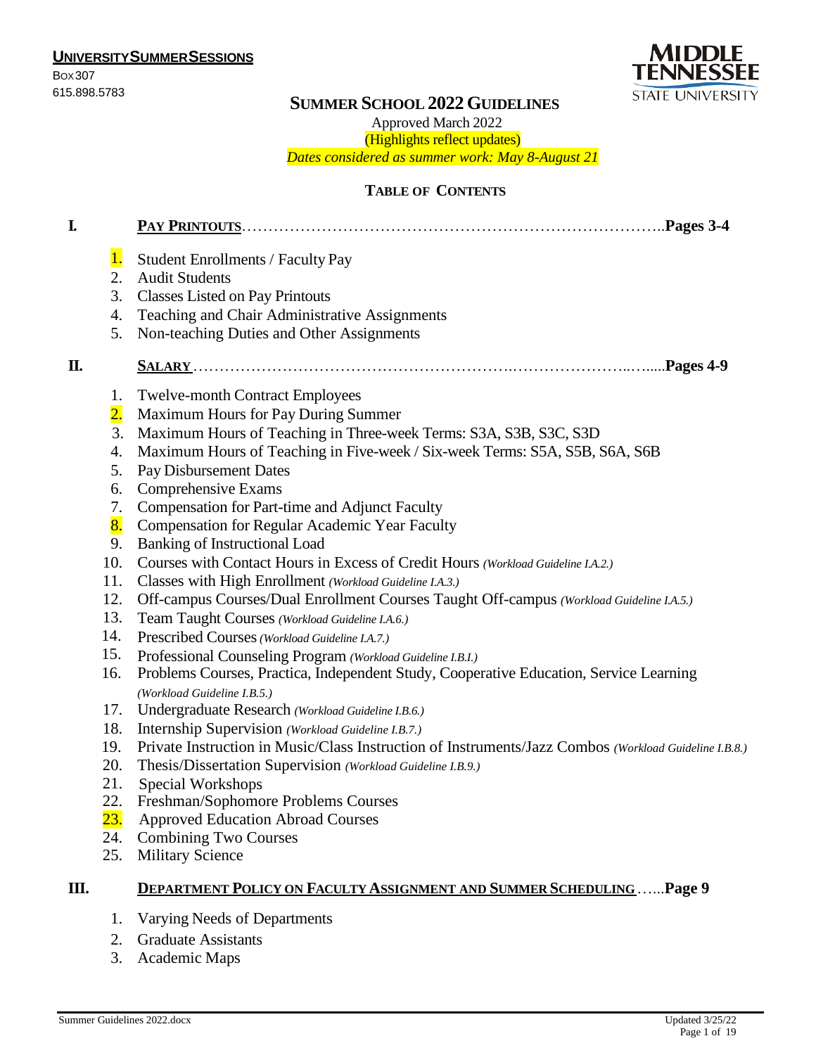**UNIVERSITY SUMMER SESSIONS**
Box 307
615.898.5783

MIDDLE TENNESSEE STATE UNIVERSITY

# SUMMER SCHOOL 2022 GUIDELINES

Approved March 2022
(Highlights reflect updates)
*Dates considered as summer work: May 8-August 21*

## TABLE OF CONTENTS

**I. PAY PRINTOUTS**……………………………………………………………………..**Pages 3-4**

1. Student Enrollments / Faculty Pay
2. Audit Students
3. Classes Listed on Pay Printouts
4. Teaching and Chair Administrative Assignments
5. Non-teaching Duties and Other Assignments

**II. SALARY**………………………………………………….…………………..…....**Pages 4-9**

1. Twelve-month Contract Employees
2. Maximum Hours for Pay During Summer
3. Maximum Hours of Teaching in Three-week Terms: S3A, S3B, S3C, S3D
4. Maximum Hours of Teaching in Five-week / Six-week Terms: S5A, S5B, S6A, S6B
5. Pay Disbursement Dates
6. Comprehensive Exams
7. Compensation for Part-time and Adjunct Faculty
8. Compensation for Regular Academic Year Faculty
9. Banking of Instructional Load
10. Courses with Contact Hours in Excess of Credit Hours *(Workload Guideline I.A.2.)*
11. Classes with High Enrollment *(Workload Guideline I.A.3.)*
12. Off-campus Courses/Dual Enrollment Courses Taught Off-campus *(Workload Guideline I.A.5.)*
13. Team Taught Courses *(Workload Guideline I.A.6.)*
14. Prescribed Courses *(Workload Guideline I.A.7.)*
15. Professional Counseling Program *(Workload Guideline I.B.I.)*
16. Problems Courses, Practica, Independent Study, Cooperative Education, Service Learning *(Workload Guideline I.B.5.)*
17. Undergraduate Research *(Workload Guideline I.B.6.)*
18. Internship Supervision *(Workload Guideline I.B.7.)*
19. Private Instruction in Music/Class Instruction of Instruments/Jazz Combos *(Workload Guideline I.B.8.)*
20. Thesis/Dissertation Supervision *(Workload Guideline I.B.9.)*
21. Special Workshops
22. Freshman/Sophomore Problems Courses
23. Approved Education Abroad Courses
24. Combining Two Courses
25. Military Science

**III. DEPARTMENT POLICY ON FACULTY ASSIGNMENT AND SUMMER SCHEDULING**…...**Page 9**

1. Varying Needs of Departments
2. Graduate Assistants
3. Academic Maps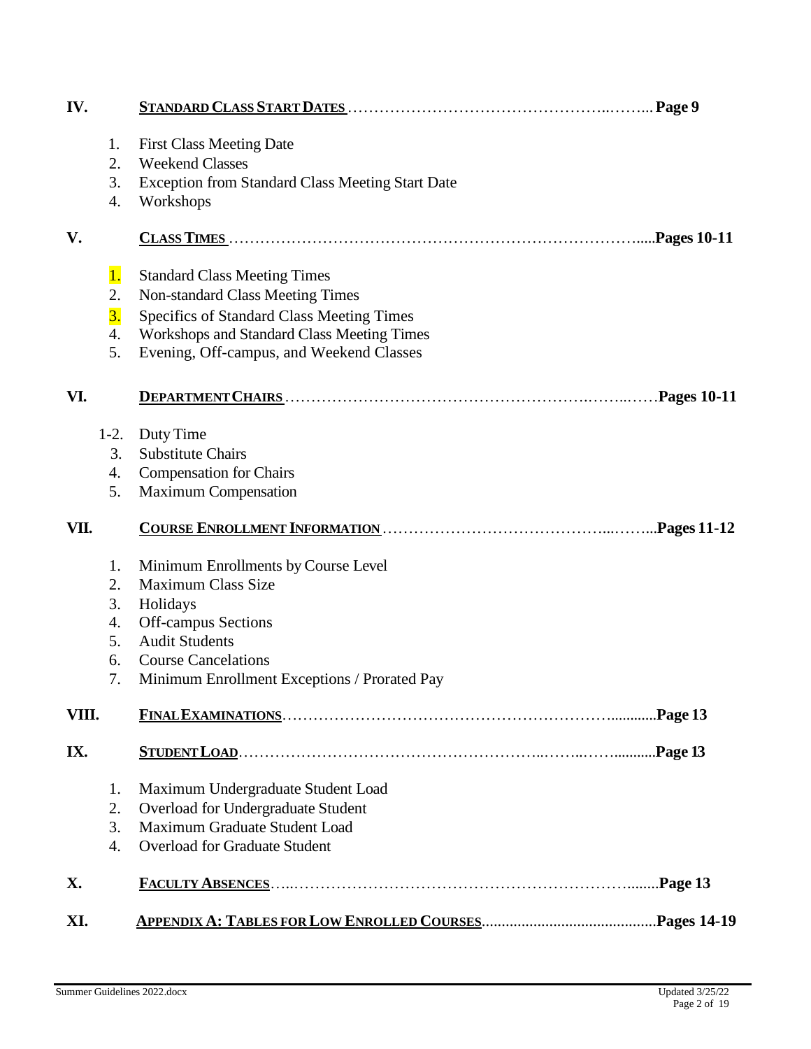**IV. STANDARD CLASS START DATES** ........................................................ Page 9

1. First Class Meeting Date
2. Weekend Classes
3. Exception from Standard Class Meeting Start Date
4. Workshops

**V. CLASS TIMES** ........................................................ Pages 10-11

1. Standard Class Meeting Times
2. Non-standard Class Meeting Times
3. Specifics of Standard Class Meeting Times
4. Workshops and Standard Class Meeting Times
5. Evening, Off-campus, and Weekend Classes

**VI. DEPARTMENT CHAIRS** ........................................................ Pages 10-11

1-2. Duty Time
3. Substitute Chairs
4. Compensation for Chairs
5. Maximum Compensation

**VII. COURSE ENROLLMENT INFORMATION** ........................................................ Pages 11-12

1. Minimum Enrollments by Course Level
2. Maximum Class Size
3. Holidays
4. Off-campus Sections
5. Audit Students
6. Course Cancelations
7. Minimum Enrollment Exceptions / Prorated Pay

**VIII. FINAL EXAMINATIONS** ........................................................ Page 13

**IX. STUDENT LOAD** ........................................................ Page 13

1. Maximum Undergraduate Student Load
2. Overload for Undergraduate Student
3. Maximum Graduate Student Load
4. Overload for Graduate Student

**X. FACULTY ABSENCES** ........................................................ Page 13

**XI. APPENDIX A: TABLES FOR LOW ENROLLED COURSES** ........................................................ Pages 14-19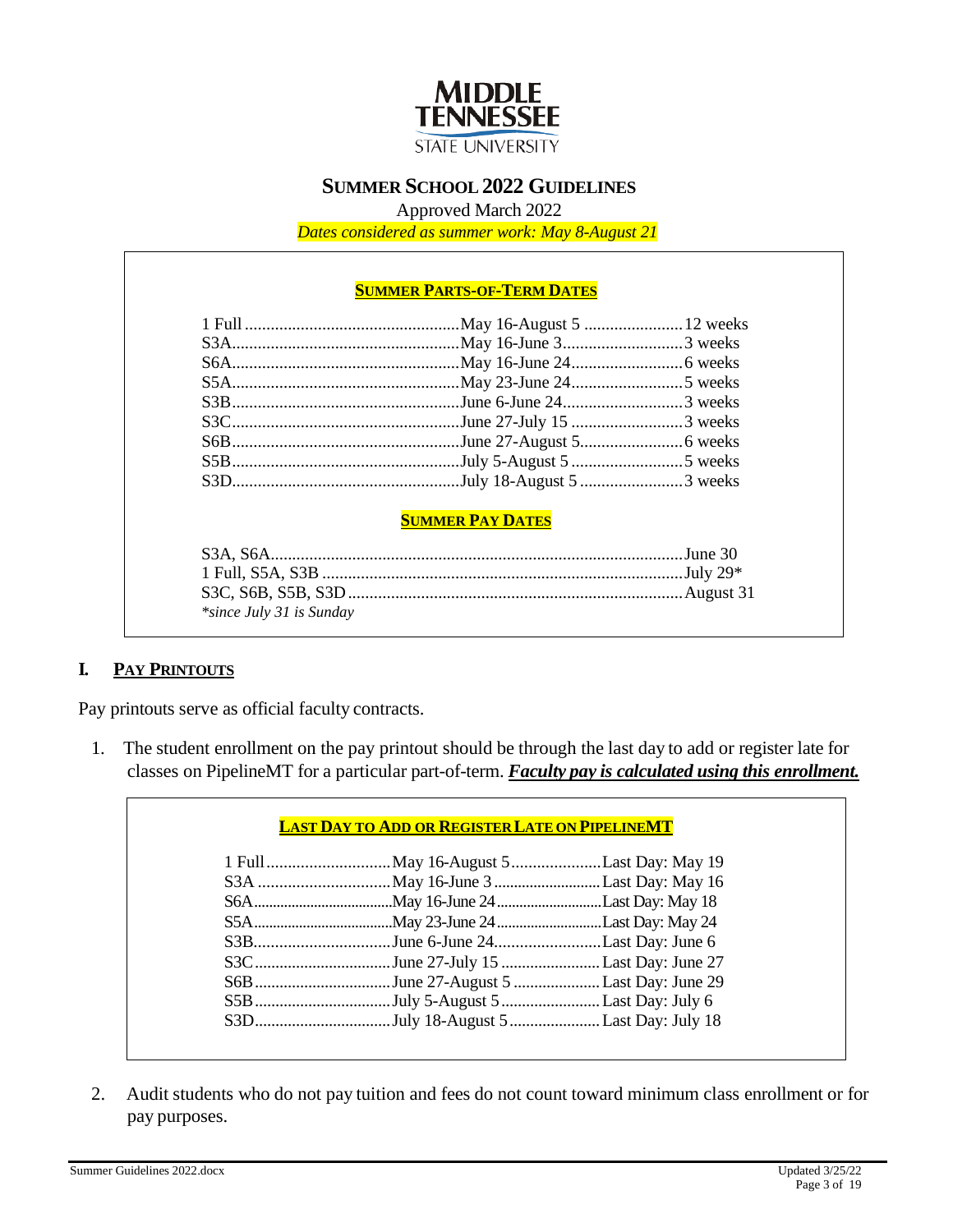MIDDLE TENNESSEE STATE UNIVERSITY

# SUMMER SCHOOL 2022 GUIDELINES

Approved March 2022

*Dates considered as summer work: May 8-August 21*

**SUMMER PARTS-OF-TERM DATES**

| Part-of-Term | Dates | Length |
|---|---|---|
| 1 Full | May 16-August 5 | 12 weeks |
| S3A | May 16-June 3 | 3 weeks |
| S6A | May 16-June 24 | 6 weeks |
| S5A | May 23-June 24 | 5 weeks |
| S3B | June 6-June 24 | 3 weeks |
| S3C | June 27-July 15 | 3 weeks |
| S6B | June 27-August 5 | 6 weeks |
| S5B | July 5-August 5 | 5 weeks |
| S3D | July 18-August 5 | 3 weeks |

**SUMMER PAY DATES**

| Part-of-Term | Pay Date |
|---|---|
| S3A, S6A | June 30 |
| 1 Full, S5A, S3B | July 29* |
| S3C, S6B, S5B, S3D | August 31 |

*\*since July 31 is Sunday*

## I. PAY PRINTOUTS

Pay printouts serve as official faculty contracts.

1. The student enrollment on the pay printout should be through the last day to add or register late for classes on PipelineMT for a particular part-of-term. ***Faculty pay is calculated using this enrollment.***

**LAST DAY TO ADD OR REGISTER LATE ON PIPELINEMT**

| Part-of-Term | Dates | Last Day |
|---|---|---|
| 1 Full | May 16-August 5 | Last Day: May 19 |
| S3A | May 16-June 3 | Last Day: May 16 |
| S6A | May 16-June 24 | Last Day: May 18 |
| S5A | May 23-June 24 | Last Day: May 24 |
| S3B | June 6-June 24 | Last Day: June 6 |
| S3C | June 27-July 15 | Last Day: June 27 |
| S6B | June 27-August 5 | Last Day: June 29 |
| S5B | July 5-August 5 | Last Day: July 6 |
| S3D | July 18-August 5 | Last Day: July 18 |

2. Audit students who do not pay tuition and fees do not count toward minimum class enrollment or for pay purposes.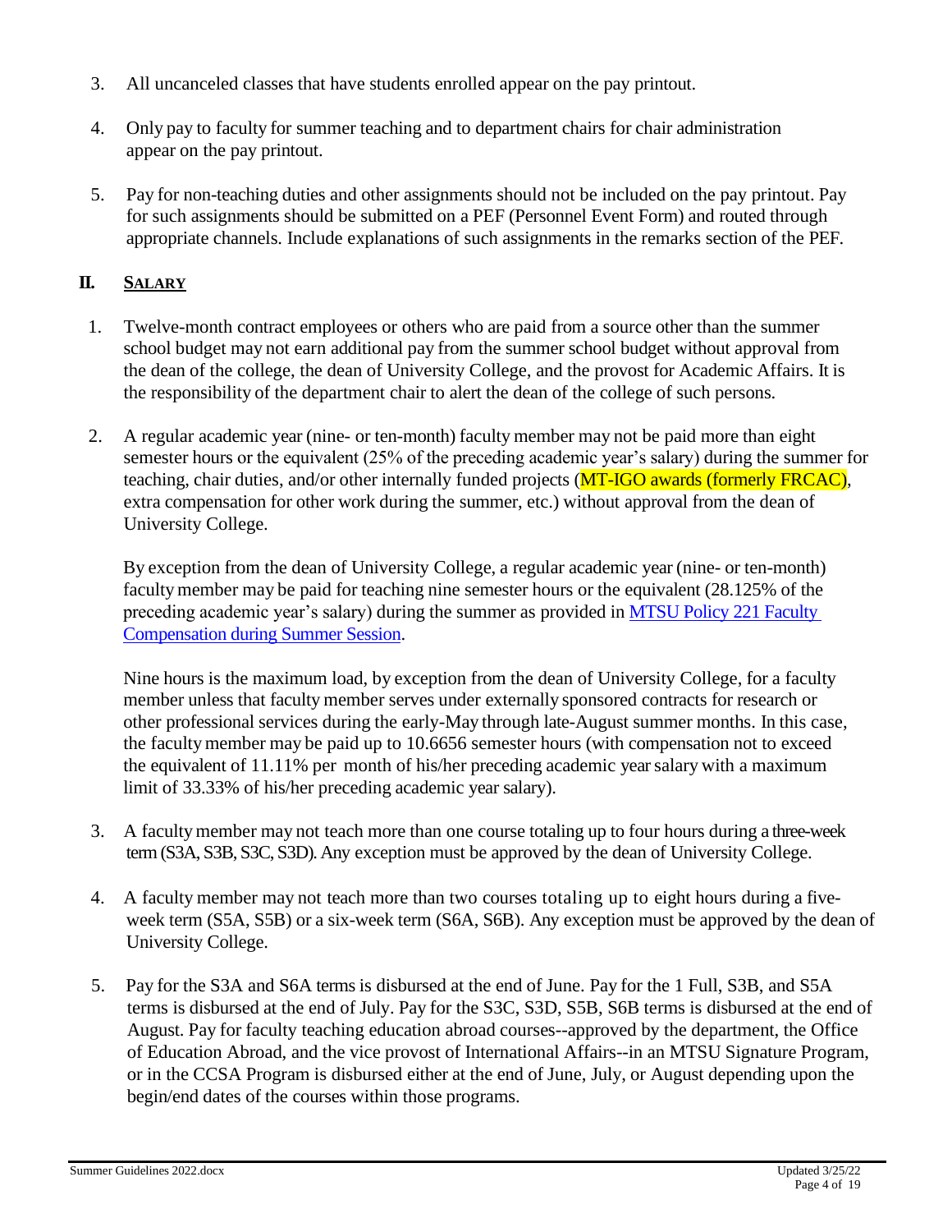3. All uncanceled classes that have students enrolled appear on the pay printout.

4. Only pay to faculty for summer teaching and to department chairs for chair administration appear on the pay printout.

5. Pay for non-teaching duties and other assignments should not be included on the pay printout. Pay for such assignments should be submitted on a PEF (Personnel Event Form) and routed through appropriate channels. Include explanations of such assignments in the remarks section of the PEF.

## II. SALARY

1. Twelve-month contract employees or others who are paid from a source other than the summer school budget may not earn additional pay from the summer school budget without approval from the dean of the college, the dean of University College, and the provost for Academic Affairs. It is the responsibility of the department chair to alert the dean of the college of such persons.

2. A regular academic year (nine- or ten-month) faculty member may not be paid more than eight semester hours or the equivalent (25% of the preceding academic year's salary) during the summer for teaching, chair duties, and/or other internally funded projects (MT-IGO awards (formerly FRCAC), extra compensation for other work during the summer, etc.) without approval from the dean of University College.

   By exception from the dean of University College, a regular academic year (nine- or ten-month) faculty member may be paid for teaching nine semester hours or the equivalent (28.125% of the preceding academic year's salary) during the summer as provided in [MTSU Policy 221 Faculty Compensation during Summer Session](MTSU Policy 221 Faculty Compensation during Summer Session).

   Nine hours is the maximum load, by exception from the dean of University College, for a faculty member unless that faculty member serves under externally sponsored contracts for research or other professional services during the early-May through late-August summer months. In this case, the faculty member may be paid up to 10.6656 semester hours (with compensation not to exceed the equivalent of 11.11% per month of his/her preceding academic year salary with a maximum limit of 33.33% of his/her preceding academic year salary).

3. A faculty member may not teach more than one course totaling up to four hours during a three-week term (S3A, S3B, S3C, S3D). Any exception must be approved by the dean of University College.

4. A faculty member may not teach more than two courses totaling up to eight hours during a five-week term (S5A, S5B) or a six-week term (S6A, S6B). Any exception must be approved by the dean of University College.

5. Pay for the S3A and S6A terms is disbursed at the end of June. Pay for the 1 Full, S3B, and S5A terms is disbursed at the end of July. Pay for the S3C, S3D, S5B, S6B terms is disbursed at the end of August. Pay for faculty teaching education abroad courses--approved by the department, the Office of Education Abroad, and the vice provost of International Affairs--in an MTSU Signature Program, or in the CCSA Program is disbursed either at the end of June, July, or August depending upon the begin/end dates of the courses within those programs.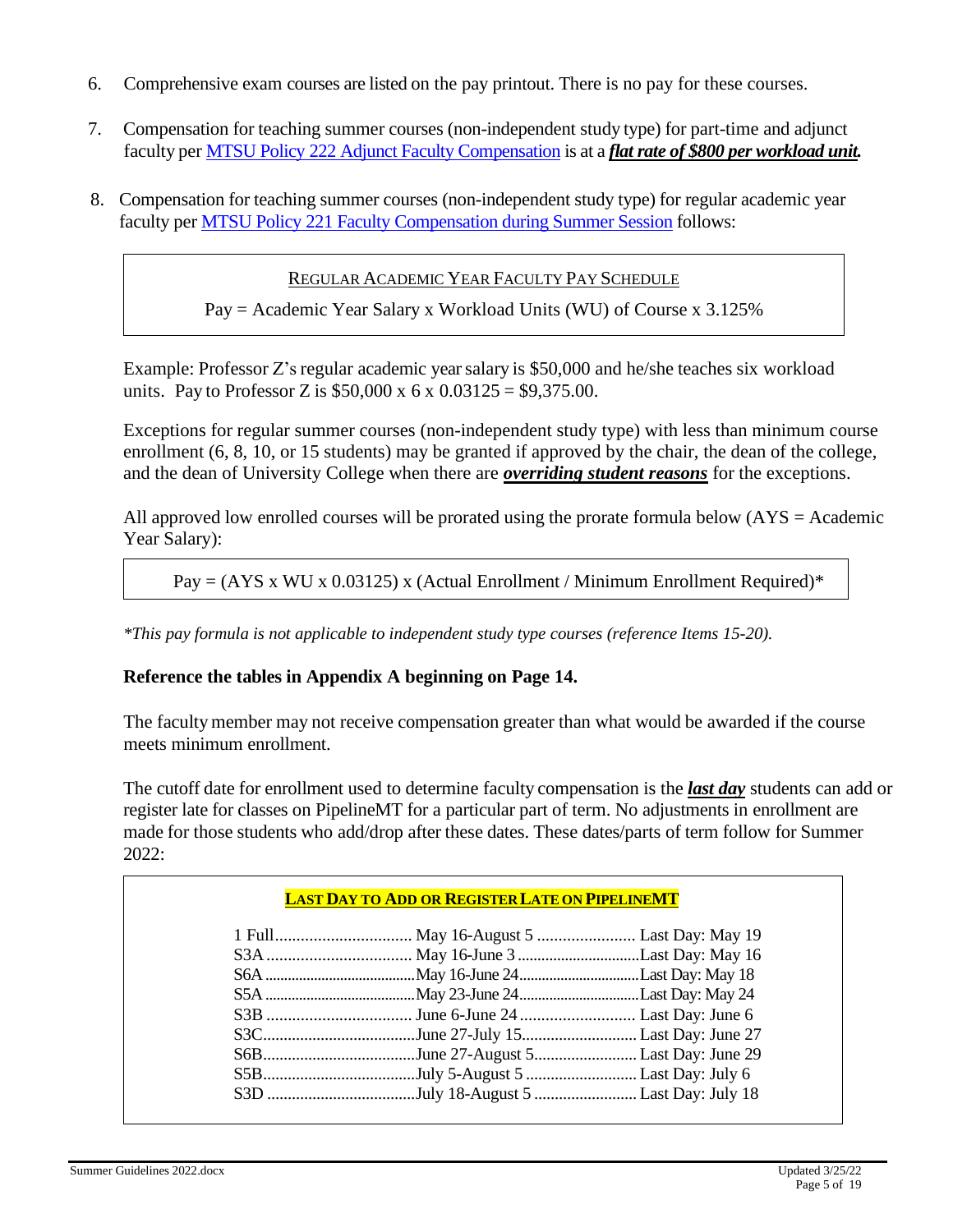6. Comprehensive exam courses are listed on the pay printout. There is no pay for these courses.

7. Compensation for teaching summer courses (non-independent study type) for part-time and adjunct faculty per [MTSU Policy 222 Adjunct Faculty Compensation] is at a ***flat rate of $800 per workload unit.***

8. Compensation for teaching summer courses (non-independent study type) for regular academic year faculty per [MTSU Policy 221 Faculty Compensation during Summer Session] follows:

> REGULAR ACADEMIC YEAR FACULTY PAY SCHEDULE
>
> Pay = Academic Year Salary x Workload Units (WU) of Course x 3.125%

Example: Professor Z's regular academic year salary is $50,000 and he/she teaches six workload units. Pay to Professor Z is $50,000 x 6 x 0.03125 = $9,375.00.

Exceptions for regular summer courses (non-independent study type) with less than minimum course enrollment (6, 8, 10, or 15 students) may be granted if approved by the chair, the dean of the college, and the dean of University College when there are ***overriding student reasons*** for the exceptions.

All approved low enrolled courses will be prorated using the prorate formula below (AYS = Academic Year Salary):

> Pay = (AYS x WU x 0.03125) x (Actual Enrollment / Minimum Enrollment Required)*

*\*This pay formula is not applicable to independent study type courses (reference Items 15-20).*

**Reference the tables in Appendix A beginning on Page 14.**

The faculty member may not receive compensation greater than what would be awarded if the course meets minimum enrollment.

The cutoff date for enrollment used to determine faculty compensation is the ***last day*** students can add or register late for classes on PipelineMT for a particular part of term. No adjustments in enrollment are made for those students who add/drop after these dates. These dates/parts of term follow for Summer 2022:

**LAST DAY TO ADD OR REGISTER LATE ON PIPELINEMT**

| Part of Term | Dates | Last Day |
|---|---|---|
| 1 Full | May 16-August 5 | Last Day: May 19 |
| S3A | May 16-June 3 | Last Day: May 16 |
| S6A | May 16-June 24 | Last Day: May 18 |
| S5A | May 23-June 24 | Last Day: May 24 |
| S3B | June 6-June 24 | Last Day: June 6 |
| S3C | June 27-July 15 | Last Day: June 27 |
| S6B | June 27-August 5 | Last Day: June 29 |
| S5B | July 5-August 5 | Last Day: July 6 |
| S3D | July 18-August 5 | Last Day: July 18 |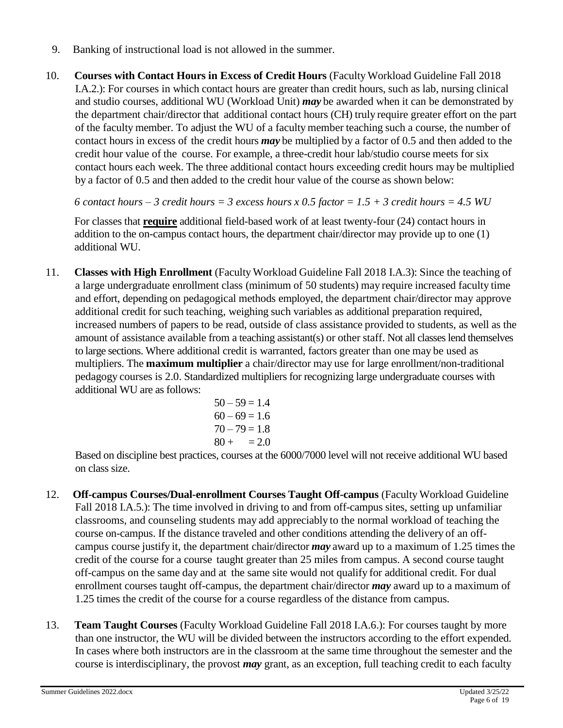9. Banking of instructional load is not allowed in the summer.

10. **Courses with Contact Hours in Excess of Credit Hours** (Faculty Workload Guideline Fall 2018 I.A.2.): For courses in which contact hours are greater than credit hours, such as lab, nursing clinical and studio courses, additional WU (Workload Unit) ***may*** be awarded when it can be demonstrated by the department chair/director that additional contact hours (CH) truly require greater effort on the part of the faculty member. To adjust the WU of a faculty member teaching such a course, the number of contact hours in excess of the credit hours ***may*** be multiplied by a factor of 0.5 and then added to the credit hour value of the course. For example, a three-credit hour lab/studio course meets for six contact hours each week. The three additional contact hours exceeding credit hours may be multiplied by a factor of 0.5 and then added to the credit hour value of the course as shown below:

    *6 contact hours – 3 credit hours = 3 excess hours x 0.5 factor = 1.5 + 3 credit hours = 4.5 WU*

    For classes that **require** additional field-based work of at least twenty-four (24) contact hours in addition to the on-campus contact hours, the department chair/director may provide up to one (1) additional WU.

11. **Classes with High Enrollment** (Faculty Workload Guideline Fall 2018 I.A.3): Since the teaching of a large undergraduate enrollment class (minimum of 50 students) may require increased faculty time and effort, depending on pedagogical methods employed, the department chair/director may approve additional credit for such teaching, weighing such variables as additional preparation required, increased numbers of papers to be read, outside of class assistance provided to students, as well as the amount of assistance available from a teaching assistant(s) or other staff. Not all classes lend themselves to large sections. Where additional credit is warranted, factors greater than one may be used as multipliers. The **maximum multiplier** a chair/director may use for large enrollment/non-traditional pedagogy courses is 2.0. Standardized multipliers for recognizing large undergraduate courses with additional WU are as follows:

    50 – 59 = 1.4
    60 – 69 = 1.6
    70 – 79 = 1.8
    80 + = 2.0

    Based on discipline best practices, courses at the 6000/7000 level will not receive additional WU based on class size.

12. **Off-campus Courses/Dual-enrollment Courses Taught Off-campus** (Faculty Workload Guideline Fall 2018 I.A.5.): The time involved in driving to and from off-campus sites, setting up unfamiliar classrooms, and counseling students may add appreciably to the normal workload of teaching the course on-campus. If the distance traveled and other conditions attending the delivery of an off-campus course justify it, the department chair/director ***may*** award up to a maximum of 1.25 times the credit of the course for a course taught greater than 25 miles from campus. A second course taught off-campus on the same day and at the same site would not qualify for additional credit. For dual enrollment courses taught off-campus, the department chair/director ***may*** award up to a maximum of 1.25 times the credit of the course for a course regardless of the distance from campus.

13. **Team Taught Courses** (Faculty Workload Guideline Fall 2018 I.A.6.): For courses taught by more than one instructor, the WU will be divided between the instructors according to the effort expended. In cases where both instructors are in the classroom at the same time throughout the semester and the course is interdisciplinary, the provost ***may*** grant, as an exception, full teaching credit to each faculty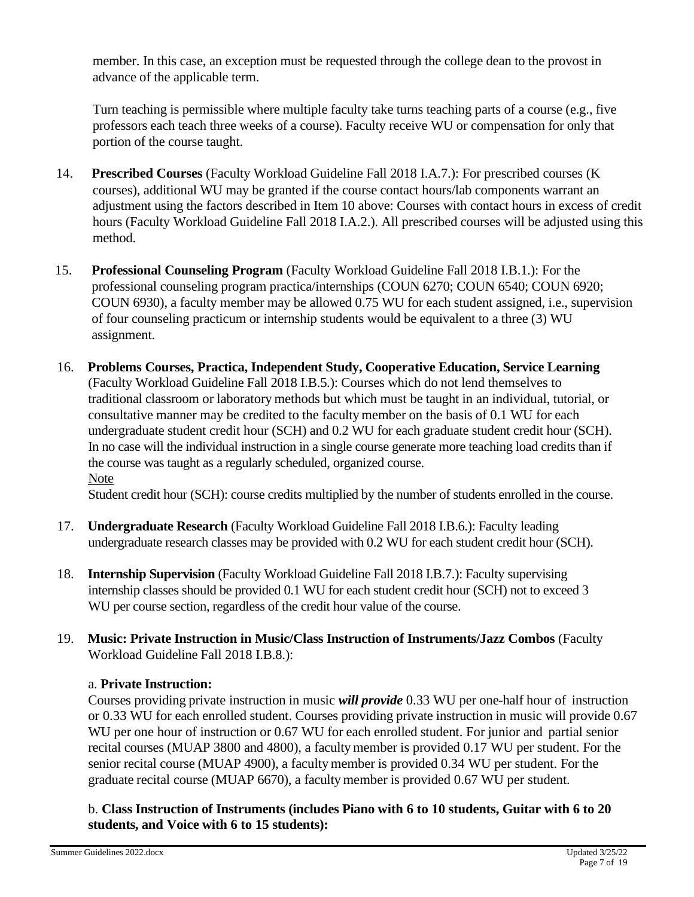member. In this case, an exception must be requested through the college dean to the provost in advance of the applicable term.

Turn teaching is permissible where multiple faculty take turns teaching parts of a course (e.g., five professors each teach three weeks of a course). Faculty receive WU or compensation for only that portion of the course taught.

14. **Prescribed Courses** (Faculty Workload Guideline Fall 2018 I.A.7.): For prescribed courses (K courses), additional WU may be granted if the course contact hours/lab components warrant an adjustment using the factors described in Item 10 above: Courses with contact hours in excess of credit hours (Faculty Workload Guideline Fall 2018 I.A.2.). All prescribed courses will be adjusted using this method.

15. **Professional Counseling Program** (Faculty Workload Guideline Fall 2018 I.B.1.): For the professional counseling program practica/internships (COUN 6270; COUN 6540; COUN 6920; COUN 6930), a faculty member may be allowed 0.75 WU for each student assigned, i.e., supervision of four counseling practicum or internship students would be equivalent to a three (3) WU assignment.

16. **Problems Courses, Practica, Independent Study, Cooperative Education, Service Learning** (Faculty Workload Guideline Fall 2018 I.B.5.): Courses which do not lend themselves to traditional classroom or laboratory methods but which must be taught in an individual, tutorial, or consultative manner may be credited to the faculty member on the basis of 0.1 WU for each undergraduate student credit hour (SCH) and 0.2 WU for each graduate student credit hour (SCH). In no case will the individual instruction in a single course generate more teaching load credits than if the course was taught as a regularly scheduled, organized course.

    Note

    Student credit hour (SCH): course credits multiplied by the number of students enrolled in the course.

17. **Undergraduate Research** (Faculty Workload Guideline Fall 2018 I.B.6.): Faculty leading undergraduate research classes may be provided with 0.2 WU for each student credit hour (SCH).

18. **Internship Supervision** (Faculty Workload Guideline Fall 2018 I.B.7.): Faculty supervising internship classes should be provided 0.1 WU for each student credit hour (SCH) not to exceed 3 WU per course section, regardless of the credit hour value of the course.

19. **Music: Private Instruction in Music/Class Instruction of Instruments/Jazz Combos** (Faculty Workload Guideline Fall 2018 I.B.8.):

    a. **Private Instruction:**

    Courses providing private instruction in music ***will provide*** 0.33 WU per one-half hour of instruction or 0.33 WU for each enrolled student. Courses providing private instruction in music will provide 0.67 WU per one hour of instruction or 0.67 WU for each enrolled student. For junior and partial senior recital courses (MUAP 3800 and 4800), a faculty member is provided 0.17 WU per student. For the senior recital course (MUAP 4900), a faculty member is provided 0.34 WU per student. For the graduate recital course (MUAP 6670), a faculty member is provided 0.67 WU per student.

    b. **Class Instruction of Instruments (includes Piano with 6 to 10 students, Guitar with 6 to 20 students, and Voice with 6 to 15 students):**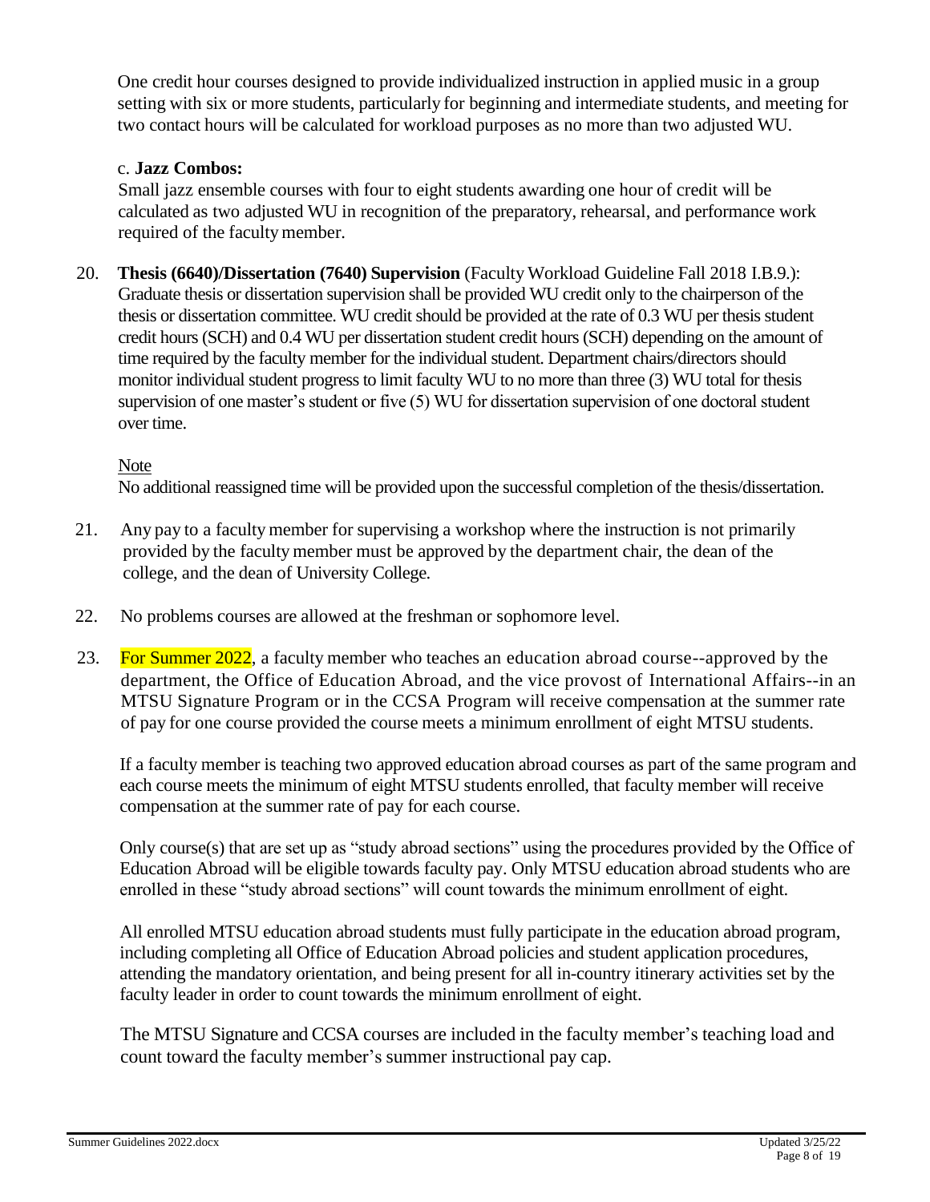One credit hour courses designed to provide individualized instruction in applied music in a group setting with six or more students, particularly for beginning and intermediate students, and meeting for two contact hours will be calculated for workload purposes as no more than two adjusted WU.

c. **Jazz Combos:**
Small jazz ensemble courses with four to eight students awarding one hour of credit will be calculated as two adjusted WU in recognition of the preparatory, rehearsal, and performance work required of the faculty member.

20. **Thesis (6640)/Dissertation (7640) Supervision** (Faculty Workload Guideline Fall 2018 I.B.9.): Graduate thesis or dissertation supervision shall be provided WU credit only to the chairperson of the thesis or dissertation committee. WU credit should be provided at the rate of 0.3 WU per thesis student credit hours (SCH) and 0.4 WU per dissertation student credit hours (SCH) depending on the amount of time required by the faculty member for the individual student. Department chairs/directors should monitor individual student progress to limit faculty WU to no more than three (3) WU total for thesis supervision of one master's student or five (5) WU for dissertation supervision of one doctoral student over time.

    Note
    No additional reassigned time will be provided upon the successful completion of the thesis/dissertation.

21. Any pay to a faculty member for supervising a workshop where the instruction is not primarily provided by the faculty member must be approved by the department chair, the dean of the college, and the dean of University College.

22. No problems courses are allowed at the freshman or sophomore level.

23. For Summer 2022, a faculty member who teaches an education abroad course--approved by the department, the Office of Education Abroad, and the vice provost of International Affairs--in an MTSU Signature Program or in the CCSA Program will receive compensation at the summer rate of pay for one course provided the course meets a minimum enrollment of eight MTSU students.

    If a faculty member is teaching two approved education abroad courses as part of the same program and each course meets the minimum of eight MTSU students enrolled, that faculty member will receive compensation at the summer rate of pay for each course.

    Only course(s) that are set up as "study abroad sections" using the procedures provided by the Office of Education Abroad will be eligible towards faculty pay. Only MTSU education abroad students who are enrolled in these "study abroad sections" will count towards the minimum enrollment of eight.

    All enrolled MTSU education abroad students must fully participate in the education abroad program, including completing all Office of Education Abroad policies and student application procedures, attending the mandatory orientation, and being present for all in-country itinerary activities set by the faculty leader in order to count towards the minimum enrollment of eight.

    The MTSU Signature and CCSA courses are included in the faculty member's teaching load and count toward the faculty member's summer instructional pay cap.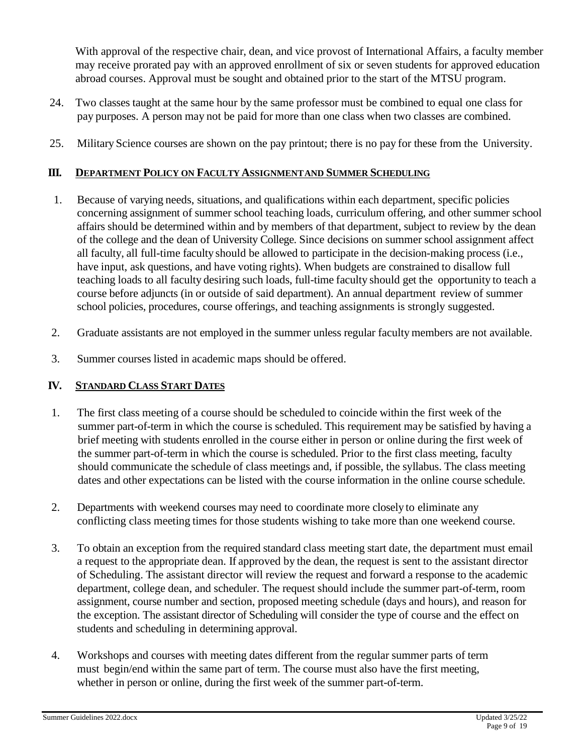With approval of the respective chair, dean, and vice provost of International Affairs, a faculty member may receive prorated pay with an approved enrollment of six or seven students for approved education abroad courses. Approval must be sought and obtained prior to the start of the MTSU program.

24. Two classes taught at the same hour by the same professor must be combined to equal one class for pay purposes. A person may not be paid for more than one class when two classes are combined.

25. Military Science courses are shown on the pay printout; there is no pay for these from the University.

## III. DEPARTMENT POLICY ON FACULTY ASSIGNMENT AND SUMMER SCHEDULING

1. Because of varying needs, situations, and qualifications within each department, specific policies concerning assignment of summer school teaching loads, curriculum offering, and other summer school affairs should be determined within and by members of that department, subject to review by the dean of the college and the dean of University College. Since decisions on summer school assignment affect all faculty, all full-time faculty should be allowed to participate in the decision-making process (i.e., have input, ask questions, and have voting rights). When budgets are constrained to disallow full teaching loads to all faculty desiring such loads, full-time faculty should get the opportunity to teach a course before adjuncts (in or outside of said department). An annual department review of summer school policies, procedures, course offerings, and teaching assignments is strongly suggested.

2. Graduate assistants are not employed in the summer unless regular faculty members are not available.

3. Summer courses listed in academic maps should be offered.

## IV. STANDARD CLASS START DATES

1. The first class meeting of a course should be scheduled to coincide within the first week of the summer part-of-term in which the course is scheduled. This requirement may be satisfied by having a brief meeting with students enrolled in the course either in person or online during the first week of the summer part-of-term in which the course is scheduled. Prior to the first class meeting, faculty should communicate the schedule of class meetings and, if possible, the syllabus. The class meeting dates and other expectations can be listed with the course information in the online course schedule.

2. Departments with weekend courses may need to coordinate more closely to eliminate any conflicting class meeting times for those students wishing to take more than one weekend course.

3. To obtain an exception from the required standard class meeting start date, the department must email a request to the appropriate dean. If approved by the dean, the request is sent to the assistant director of Scheduling. The assistant director will review the request and forward a response to the academic department, college dean, and scheduler. The request should include the summer part-of-term, room assignment, course number and section, proposed meeting schedule (days and hours), and reason for the exception. The assistant director of Scheduling will consider the type of course and the effect on students and scheduling in determining approval.

4. Workshops and courses with meeting dates different from the regular summer parts of term must begin/end within the same part of term. The course must also have the first meeting, whether in person or online, during the first week of the summer part-of-term.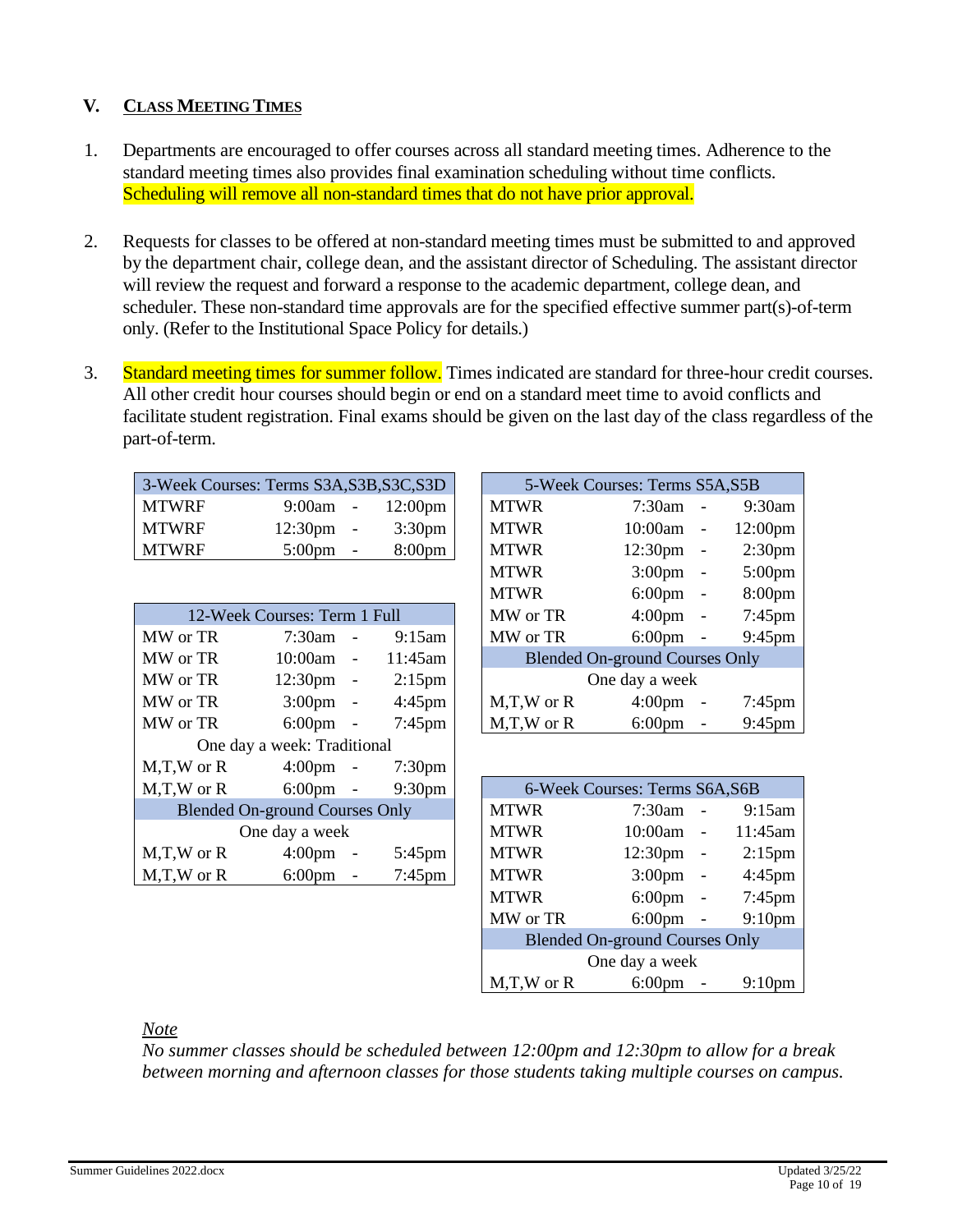## V. CLASS MEETING TIMES

1. Departments are encouraged to offer courses across all standard meeting times. Adherence to the standard meeting times also provides final examination scheduling without time conflicts. Scheduling will remove all non-standard times that do not have prior approval.

2. Requests for classes to be offered at non-standard meeting times must be submitted to and approved by the department chair, college dean, and the assistant director of Scheduling. The assistant director will review the request and forward a response to the academic department, college dean, and scheduler. These non-standard time approvals are for the specified effective summer part(s)-of-term only. (Refer to the Institutional Space Policy for details.)

3. Standard meeting times for summer follow. Times indicated are standard for three-hour credit courses. All other credit hour courses should begin or end on a standard meet time to avoid conflicts and facilitate student registration. Final exams should be given on the last day of the class regardless of the part-of-term.

| 3-Week Courses: Terms S3A,S3B,S3C,S3D | | | |
|---|---|---|---|
| MTWRF | 9:00am | - | 12:00pm |
| MTWRF | 12:30pm | - | 3:30pm |
| MTWRF | 5:00pm | - | 8:00pm |

| 12-Week Courses: Term 1 Full | | | |
|---|---|---|---|
| MW or TR | 7:30am | - | 9:15am |
| MW or TR | 10:00am | - | 11:45am |
| MW or TR | 12:30pm | - | 2:15pm |
| MW or TR | 3:00pm | - | 4:45pm |
| MW or TR | 6:00pm | - | 7:45pm |
| One day a week: Traditional | | | |
| M,T,W or R | 4:00pm | - | 7:30pm |
| M,T,W or R | 6:00pm | - | 9:30pm |
| Blended On-ground Courses Only | | | |
| One day a week | | | |
| M,T,W or R | 4:00pm | - | 5:45pm |
| M,T,W or R | 6:00pm | - | 7:45pm |

| 5-Week Courses: Terms S5A,S5B | | | |
|---|---|---|---|
| MTWR | 7:30am | - | 9:30am |
| MTWR | 10:00am | - | 12:00pm |
| MTWR | 12:30pm | - | 2:30pm |
| MTWR | 3:00pm | - | 5:00pm |
| MTWR | 6:00pm | - | 8:00pm |
| MW or TR | 4:00pm | - | 7:45pm |
| MW or TR | 6:00pm | - | 9:45pm |
| Blended On-ground Courses Only | | | |
| One day a week | | | |
| M,T,W or R | 4:00pm | - | 7:45pm |
| M,T,W or R | 6:00pm | - | 9:45pm |

| 6-Week Courses: Terms S6A,S6B | | | |
|---|---|---|---|
| MTWR | 7:30am | - | 9:15am |
| MTWR | 10:00am | - | 11:45am |
| MTWR | 12:30pm | - | 2:15pm |
| MTWR | 3:00pm | - | 4:45pm |
| MTWR | 6:00pm | - | 7:45pm |
| MW or TR | 6:00pm | - | 9:10pm |
| Blended On-ground Courses Only | | | |
| One day a week | | | |
| M,T,W or R | 6:00pm | - | 9:10pm |

*Note*

*No summer classes should be scheduled between 12:00pm and 12:30pm to allow for a break between morning and afternoon classes for those students taking multiple courses on campus.*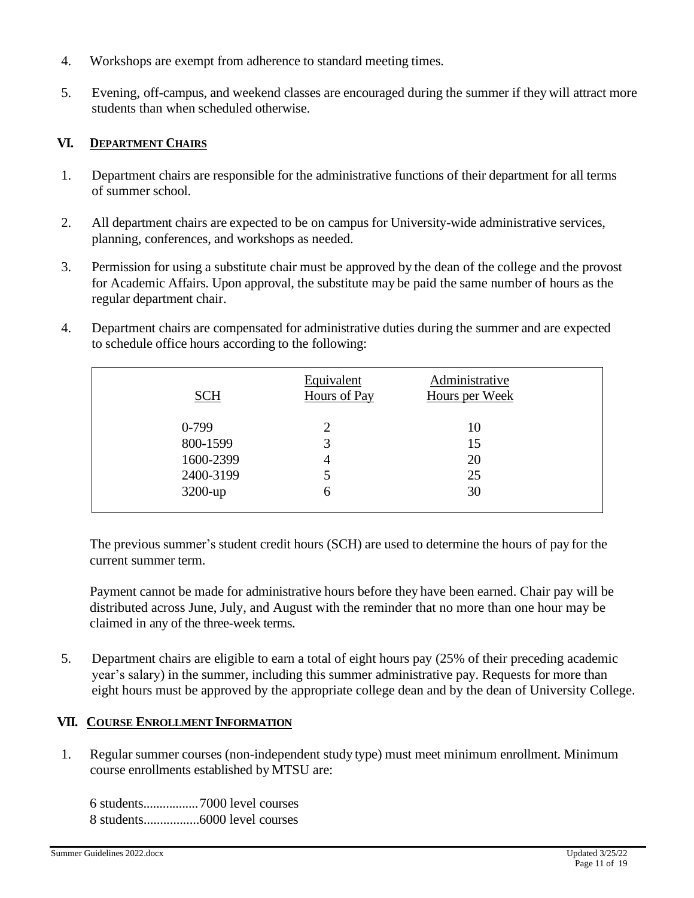4. Workshops are exempt from adherence to standard meeting times.

5. Evening, off-campus, and weekend classes are encouraged during the summer if they will attract more students than when scheduled otherwise.

## VI. DEPARTMENT CHAIRS

1. Department chairs are responsible for the administrative functions of their department for all terms of summer school.

2. All department chairs are expected to be on campus for University-wide administrative services, planning, conferences, and workshops as needed.

3. Permission for using a substitute chair must be approved by the dean of the college and the provost for Academic Affairs. Upon approval, the substitute may be paid the same number of hours as the regular department chair.

4. Department chairs are compensated for administrative duties during the summer and are expected to schedule office hours according to the following:

| SCH | Equivalent Hours of Pay | Administrative Hours per Week |
|---|---|---|
| 0-799 | 2 | 10 |
| 800-1599 | 3 | 15 |
| 1600-2399 | 4 | 20 |
| 2400-3199 | 5 | 25 |
| 3200-up | 6 | 30 |

The previous summer's student credit hours (SCH) are used to determine the hours of pay for the current summer term.

Payment cannot be made for administrative hours before they have been earned. Chair pay will be distributed across June, July, and August with the reminder that no more than one hour may be claimed in any of the three-week terms.

5. Department chairs are eligible to earn a total of eight hours pay (25% of their preceding academic year's salary) in the summer, including this summer administrative pay. Requests for more than eight hours must be approved by the appropriate college dean and by the dean of University College.

## VII. COURSE ENROLLMENT INFORMATION

1. Regular summer courses (non-independent study type) must meet minimum enrollment. Minimum course enrollments established by MTSU are:

   6 students.................7000 level courses
   8 students.................6000 level courses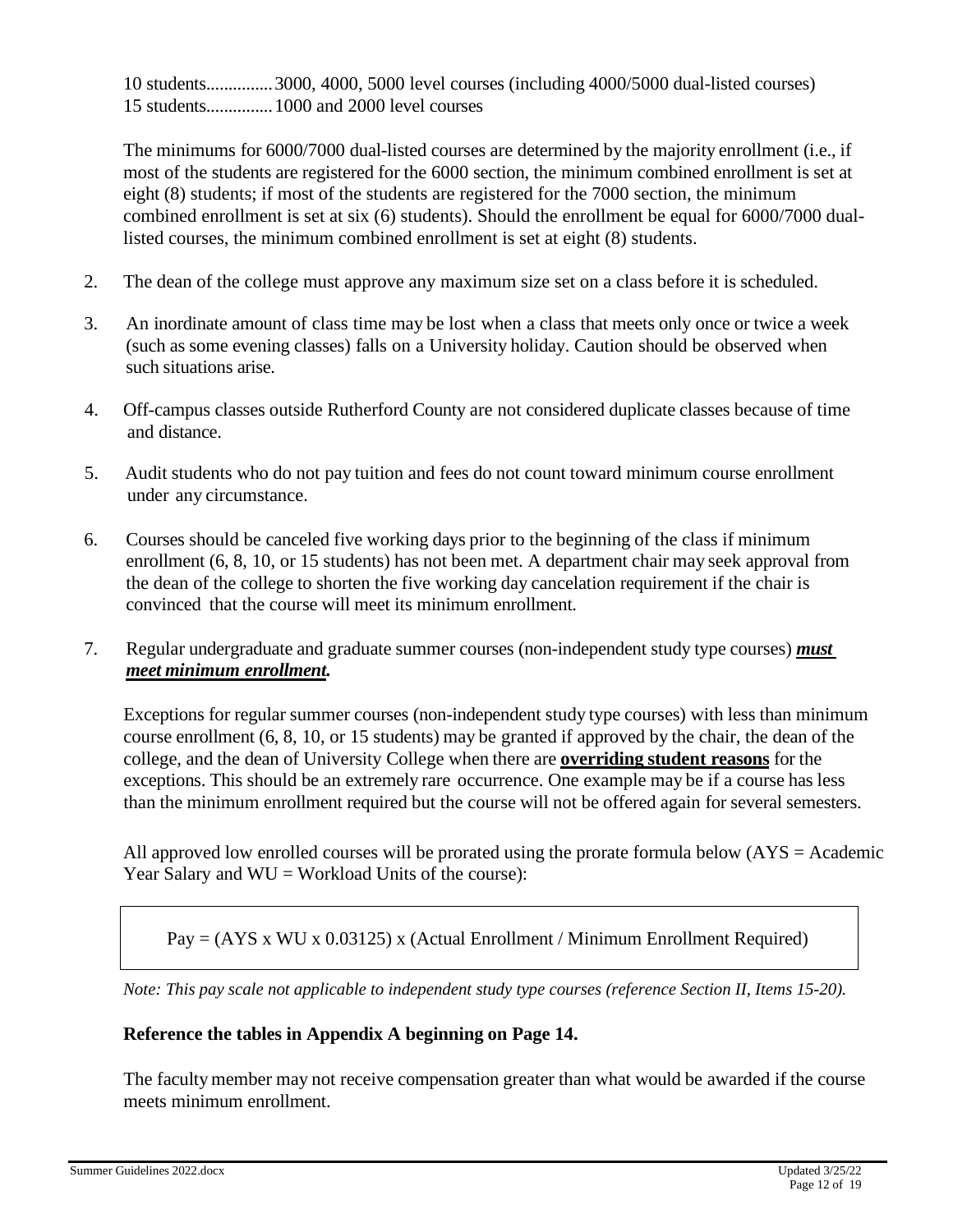10 students...............3000, 4000, 5000 level courses (including 4000/5000 dual-listed courses)
15 students...............1000 and 2000 level courses

The minimums for 6000/7000 dual-listed courses are determined by the majority enrollment (i.e., if most of the students are registered for the 6000 section, the minimum combined enrollment is set at eight (8) students; if most of the students are registered for the 7000 section, the minimum combined enrollment is set at six (6) students). Should the enrollment be equal for 6000/7000 dual-listed courses, the minimum combined enrollment is set at eight (8) students.

2. The dean of the college must approve any maximum size set on a class before it is scheduled.

3. An inordinate amount of class time may be lost when a class that meets only once or twice a week (such as some evening classes) falls on a University holiday. Caution should be observed when such situations arise.

4. Off-campus classes outside Rutherford County are not considered duplicate classes because of time and distance.

5. Audit students who do not pay tuition and fees do not count toward minimum course enrollment under any circumstance.

6. Courses should be canceled five working days prior to the beginning of the class if minimum enrollment (6, 8, 10, or 15 students) has not been met. A department chair may seek approval from the dean of the college to shorten the five working day cancelation requirement if the chair is convinced that the course will meet its minimum enrollment.

7. Regular undergraduate and graduate summer courses (non-independent study type courses) ***must meet minimum enrollment.***

   Exceptions for regular summer courses (non-independent study type courses) with less than minimum course enrollment (6, 8, 10, or 15 students) may be granted if approved by the chair, the dean of the college, and the dean of University College when there are **overriding student reasons** for the exceptions. This should be an extremely rare occurrence. One example may be if a course has less than the minimum enrollment required but the course will not be offered again for several semesters.

   All approved low enrolled courses will be prorated using the prorate formula below (AYS = Academic Year Salary and WU = Workload Units of the course):

   Pay = (AYS x WU x 0.03125) x (Actual Enrollment / Minimum Enrollment Required)

   *Note: This pay scale not applicable to independent study type courses (reference Section II, Items 15-20).*

   **Reference the tables in Appendix A beginning on Page 14.**

   The faculty member may not receive compensation greater than what would be awarded if the course meets minimum enrollment.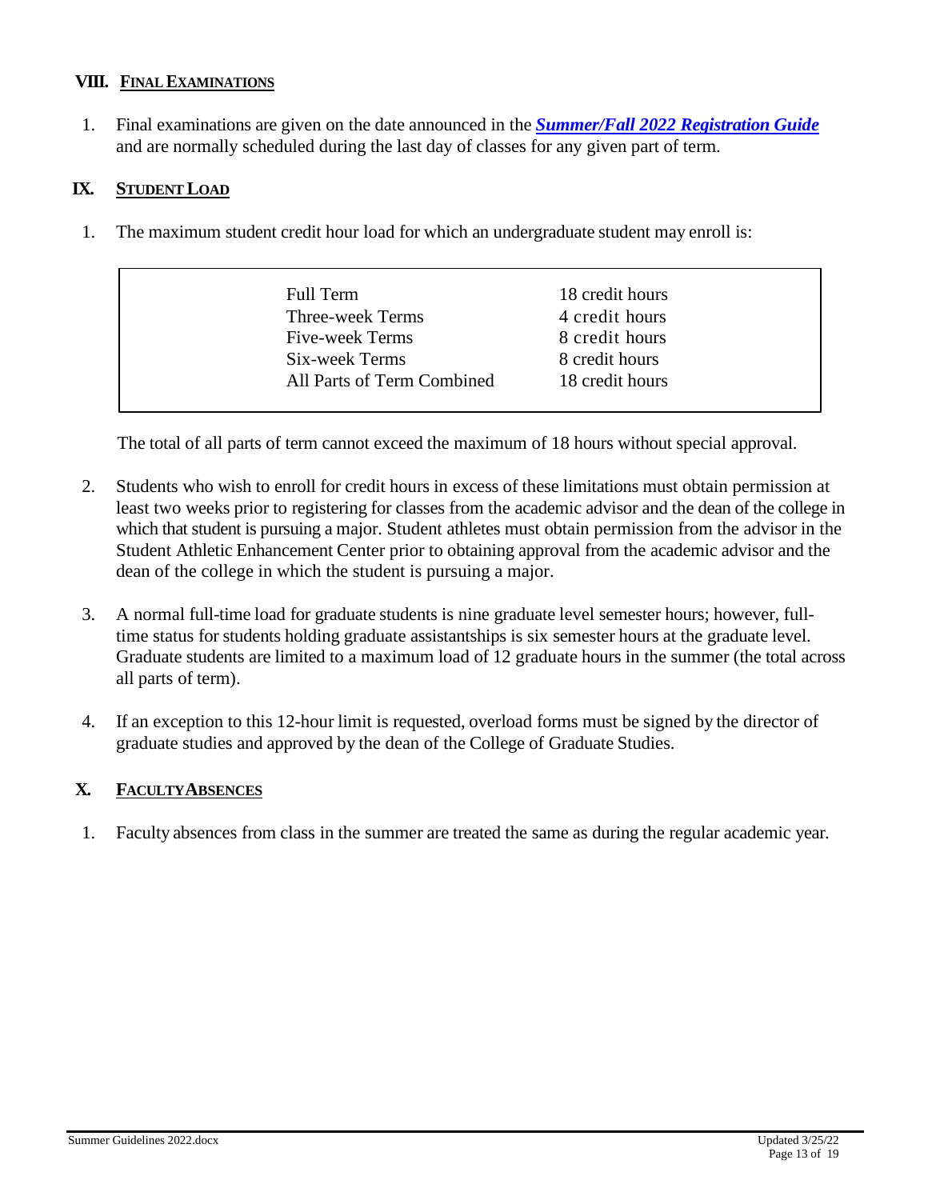## VIII. FINAL EXAMINATIONS

1. Final examinations are given on the date announced in the ***Summer/Fall 2022 Registration Guide*** and are normally scheduled during the last day of classes for any given part of term.

## IX. STUDENT LOAD

1. The maximum student credit hour load for which an undergraduate student may enroll is:

| | |
|---|---|
| Full Term | 18 credit hours |
| Three-week Terms | 4 credit hours |
| Five-week Terms | 8 credit hours |
| Six-week Terms | 8 credit hours |
| All Parts of Term Combined | 18 credit hours |

The total of all parts of term cannot exceed the maximum of 18 hours without special approval.

2. Students who wish to enroll for credit hours in excess of these limitations must obtain permission at least two weeks prior to registering for classes from the academic advisor and the dean of the college in which that student is pursuing a major. Student athletes must obtain permission from the advisor in the Student Athletic Enhancement Center prior to obtaining approval from the academic advisor and the dean of the college in which the student is pursuing a major.

3. A normal full-time load for graduate students is nine graduate level semester hours; however, full-time status for students holding graduate assistantships is six semester hours at the graduate level. Graduate students are limited to a maximum load of 12 graduate hours in the summer (the total across all parts of term).

4. If an exception to this 12-hour limit is requested, overload forms must be signed by the director of graduate studies and approved by the dean of the College of Graduate Studies.

## X. FACULTY ABSENCES

1. Faculty absences from class in the summer are treated the same as during the regular academic year.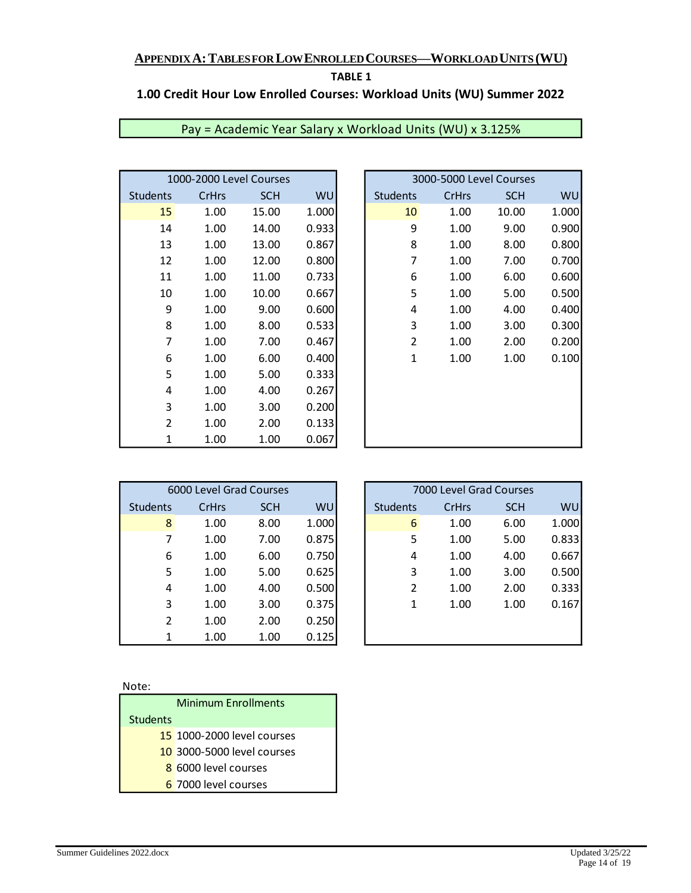## APPENDIX A: TABLES FOR LOW ENROLLED COURSES—WORKLOAD UNITS (WU)

**TABLE 1**

**1.00 Credit Hour Low Enrolled Courses: Workload Units (WU) Summer 2022**

Pay = Academic Year Salary x Workload Units (WU) x 3.125%

| 1000-2000 Level Courses | | | |
|---|---|---|---|
| Students | CrHrs | SCH | WU |
| 15 | 1.00 | 15.00 | 1.000 |
| 14 | 1.00 | 14.00 | 0.933 |
| 13 | 1.00 | 13.00 | 0.867 |
| 12 | 1.00 | 12.00 | 0.800 |
| 11 | 1.00 | 11.00 | 0.733 |
| 10 | 1.00 | 10.00 | 0.667 |
| 9 | 1.00 | 9.00 | 0.600 |
| 8 | 1.00 | 8.00 | 0.533 |
| 7 | 1.00 | 7.00 | 0.467 |
| 6 | 1.00 | 6.00 | 0.400 |
| 5 | 1.00 | 5.00 | 0.333 |
| 4 | 1.00 | 4.00 | 0.267 |
| 3 | 1.00 | 3.00 | 0.200 |
| 2 | 1.00 | 2.00 | 0.133 |
| 1 | 1.00 | 1.00 | 0.067 |

| 3000-5000 Level Courses | | | |
|---|---|---|---|
| Students | CrHrs | SCH | WU |
| 10 | 1.00 | 10.00 | 1.000 |
| 9 | 1.00 | 9.00 | 0.900 |
| 8 | 1.00 | 8.00 | 0.800 |
| 7 | 1.00 | 7.00 | 0.700 |
| 6 | 1.00 | 6.00 | 0.600 |
| 5 | 1.00 | 5.00 | 0.500 |
| 4 | 1.00 | 4.00 | 0.400 |
| 3 | 1.00 | 3.00 | 0.300 |
| 2 | 1.00 | 2.00 | 0.200 |
| 1 | 1.00 | 1.00 | 0.100 |

| 6000 Level Grad Courses | | | |
|---|---|---|---|
| Students | CrHrs | SCH | WU |
| 8 | 1.00 | 8.00 | 1.000 |
| 7 | 1.00 | 7.00 | 0.875 |
| 6 | 1.00 | 6.00 | 0.750 |
| 5 | 1.00 | 5.00 | 0.625 |
| 4 | 1.00 | 4.00 | 0.500 |
| 3 | 1.00 | 3.00 | 0.375 |
| 2 | 1.00 | 2.00 | 0.250 |
| 1 | 1.00 | 1.00 | 0.125 |

| 7000 Level Grad Courses | | | |
|---|---|---|---|
| Students | CrHrs | SCH | WU |
| 6 | 1.00 | 6.00 | 1.000 |
| 5 | 1.00 | 5.00 | 0.833 |
| 4 | 1.00 | 4.00 | 0.667 |
| 3 | 1.00 | 3.00 | 0.500 |
| 2 | 1.00 | 2.00 | 0.333 |
| 1 | 1.00 | 1.00 | 0.167 |

Note:

| Minimum Enrollments | |
|---|---|
| Students | |
| 15 | 1000-2000 level courses |
| 10 | 3000-5000 level courses |
| 8 | 6000 level courses |
| 6 | 7000 level courses |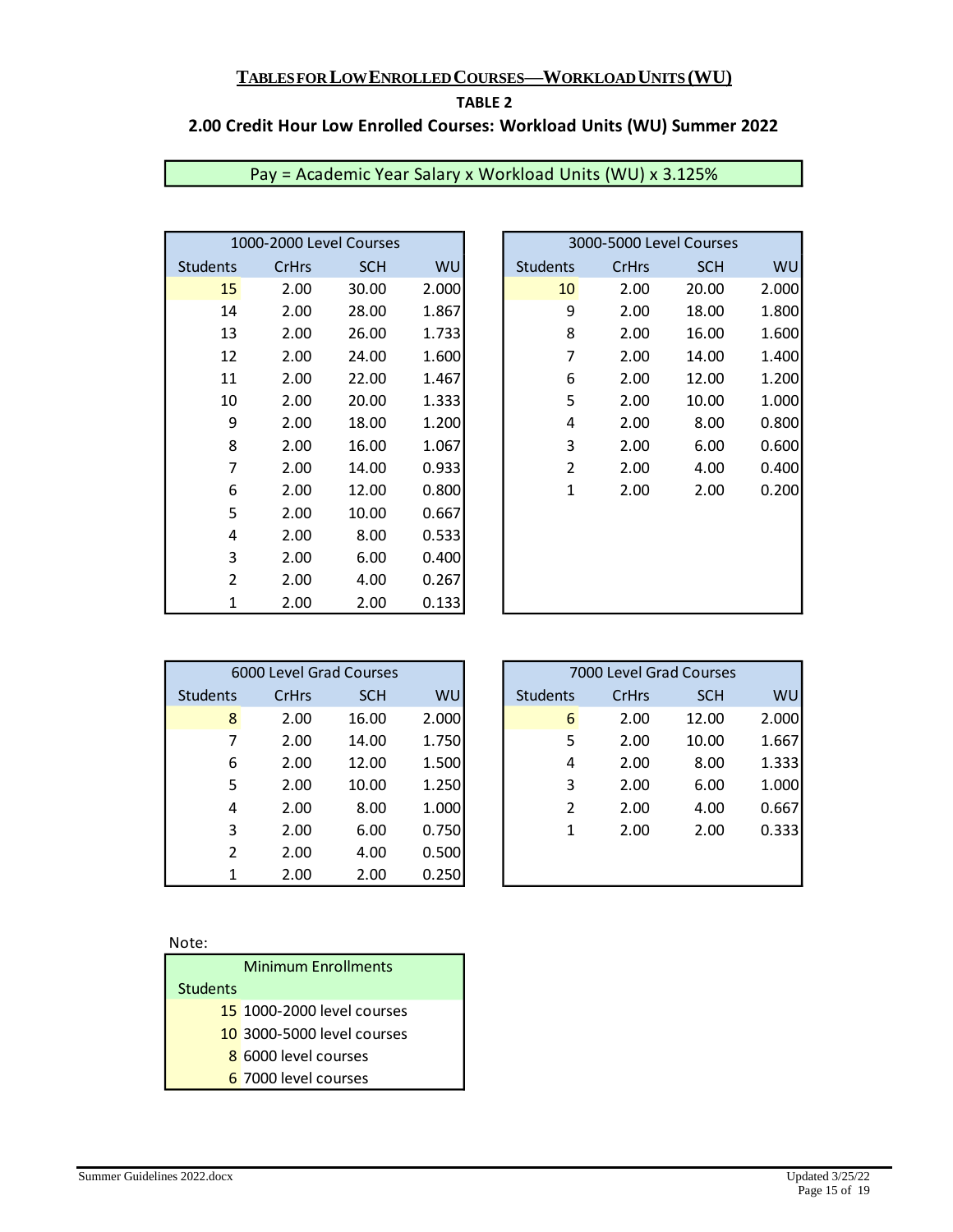## TABLES FOR LOW ENROLLED COURSES—WORKLOAD UNITS (WU)

### TABLE 2

### 2.00 Credit Hour Low Enrolled Courses: Workload Units (WU) Summer 2022

Pay = Academic Year Salary x Workload Units (WU) x 3.125%

| 1000-2000 Level Courses | | | |
|---|---|---|---|
| Students | CrHrs | SCH | WU |
| 15 | 2.00 | 30.00 | 2.000 |
| 14 | 2.00 | 28.00 | 1.867 |
| 13 | 2.00 | 26.00 | 1.733 |
| 12 | 2.00 | 24.00 | 1.600 |
| 11 | 2.00 | 22.00 | 1.467 |
| 10 | 2.00 | 20.00 | 1.333 |
| 9 | 2.00 | 18.00 | 1.200 |
| 8 | 2.00 | 16.00 | 1.067 |
| 7 | 2.00 | 14.00 | 0.933 |
| 6 | 2.00 | 12.00 | 0.800 |
| 5 | 2.00 | 10.00 | 0.667 |
| 4 | 2.00 | 8.00 | 0.533 |
| 3 | 2.00 | 6.00 | 0.400 |
| 2 | 2.00 | 4.00 | 0.267 |
| 1 | 2.00 | 2.00 | 0.133 |

| 3000-5000 Level Courses | | | |
|---|---|---|---|
| Students | CrHrs | SCH | WU |
| 10 | 2.00 | 20.00 | 2.000 |
| 9 | 2.00 | 18.00 | 1.800 |
| 8 | 2.00 | 16.00 | 1.600 |
| 7 | 2.00 | 14.00 | 1.400 |
| 6 | 2.00 | 12.00 | 1.200 |
| 5 | 2.00 | 10.00 | 1.000 |
| 4 | 2.00 | 8.00 | 0.800 |
| 3 | 2.00 | 6.00 | 0.600 |
| 2 | 2.00 | 4.00 | 0.400 |
| 1 | 2.00 | 2.00 | 0.200 |

| 6000 Level Grad Courses | | | |
|---|---|---|---|
| Students | CrHrs | SCH | WU |
| 8 | 2.00 | 16.00 | 2.000 |
| 7 | 2.00 | 14.00 | 1.750 |
| 6 | 2.00 | 12.00 | 1.500 |
| 5 | 2.00 | 10.00 | 1.250 |
| 4 | 2.00 | 8.00 | 1.000 |
| 3 | 2.00 | 6.00 | 0.750 |
| 2 | 2.00 | 4.00 | 0.500 |
| 1 | 2.00 | 2.00 | 0.250 |

| 7000 Level Grad Courses | | | |
|---|---|---|---|
| Students | CrHrs | SCH | WU |
| 6 | 2.00 | 12.00 | 2.000 |
| 5 | 2.00 | 10.00 | 1.667 |
| 4 | 2.00 | 8.00 | 1.333 |
| 3 | 2.00 | 6.00 | 1.000 |
| 2 | 2.00 | 4.00 | 0.667 |
| 1 | 2.00 | 2.00 | 0.333 |

Note:

| Minimum Enrollments | |
|---|---|
| Students | |
| 15 | 1000-2000 level courses |
| 10 | 3000-5000 level courses |
| 8 | 6000 level courses |
| 6 | 7000 level courses |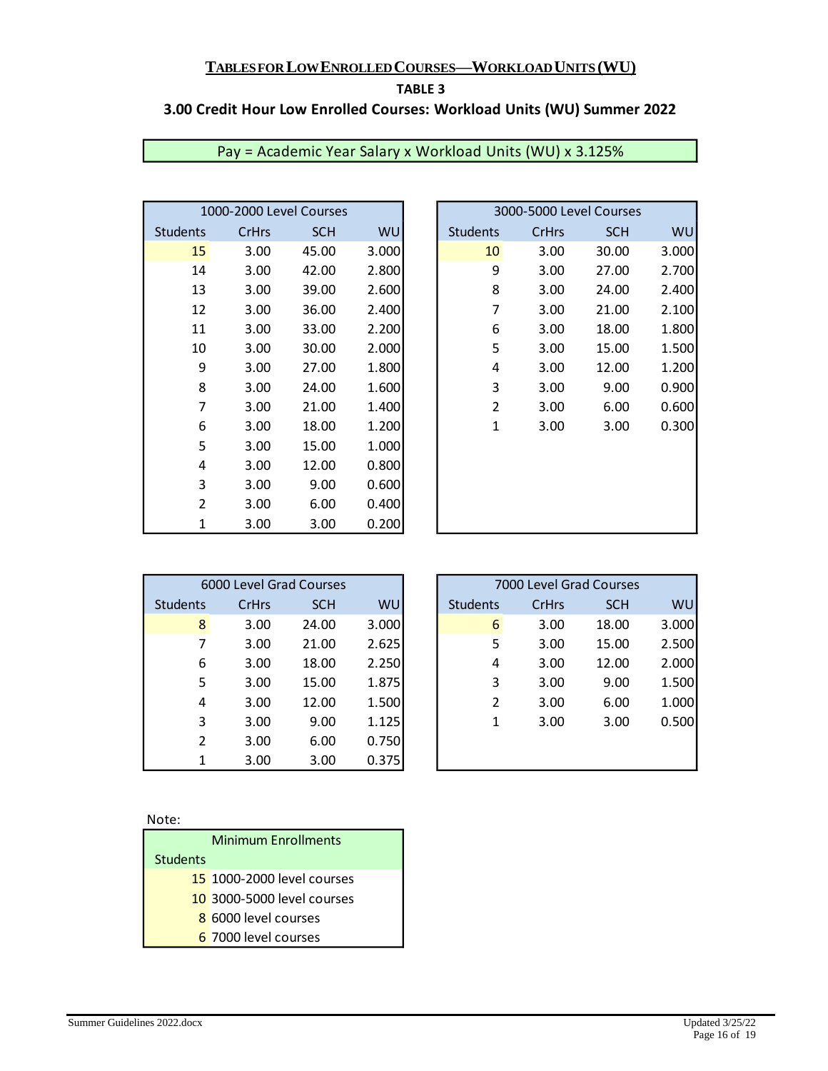## Tables for Low Enrolled Courses—Workload Units (WU)

### TABLE 3

### 3.00 Credit Hour Low Enrolled Courses: Workload Units (WU) Summer 2022

Pay = Academic Year Salary x Workload Units (WU) x 3.125%

| 1000-2000 Level Courses | | | |
|---|---|---|---|
| Students | CrHrs | SCH | WU |
| 15 | 3.00 | 45.00 | 3.000 |
| 14 | 3.00 | 42.00 | 2.800 |
| 13 | 3.00 | 39.00 | 2.600 |
| 12 | 3.00 | 36.00 | 2.400 |
| 11 | 3.00 | 33.00 | 2.200 |
| 10 | 3.00 | 30.00 | 2.000 |
| 9 | 3.00 | 27.00 | 1.800 |
| 8 | 3.00 | 24.00 | 1.600 |
| 7 | 3.00 | 21.00 | 1.400 |
| 6 | 3.00 | 18.00 | 1.200 |
| 5 | 3.00 | 15.00 | 1.000 |
| 4 | 3.00 | 12.00 | 0.800 |
| 3 | 3.00 | 9.00 | 0.600 |
| 2 | 3.00 | 6.00 | 0.400 |
| 1 | 3.00 | 3.00 | 0.200 |

| 3000-5000 Level Courses | | | |
|---|---|---|---|
| Students | CrHrs | SCH | WU |
| 10 | 3.00 | 30.00 | 3.000 |
| 9 | 3.00 | 27.00 | 2.700 |
| 8 | 3.00 | 24.00 | 2.400 |
| 7 | 3.00 | 21.00 | 2.100 |
| 6 | 3.00 | 18.00 | 1.800 |
| 5 | 3.00 | 15.00 | 1.500 |
| 4 | 3.00 | 12.00 | 1.200 |
| 3 | 3.00 | 9.00 | 0.900 |
| 2 | 3.00 | 6.00 | 0.600 |
| 1 | 3.00 | 3.00 | 0.300 |

| 6000 Level Grad Courses | | | |
|---|---|---|---|
| Students | CrHrs | SCH | WU |
| 8 | 3.00 | 24.00 | 3.000 |
| 7 | 3.00 | 21.00 | 2.625 |
| 6 | 3.00 | 18.00 | 2.250 |
| 5 | 3.00 | 15.00 | 1.875 |
| 4 | 3.00 | 12.00 | 1.500 |
| 3 | 3.00 | 9.00 | 1.125 |
| 2 | 3.00 | 6.00 | 0.750 |
| 1 | 3.00 | 3.00 | 0.375 |

| 7000 Level Grad Courses | | | |
|---|---|---|---|
| Students | CrHrs | SCH | WU |
| 6 | 3.00 | 18.00 | 3.000 |
| 5 | 3.00 | 15.00 | 2.500 |
| 4 | 3.00 | 12.00 | 2.000 |
| 3 | 3.00 | 9.00 | 1.500 |
| 2 | 3.00 | 6.00 | 1.000 |
| 1 | 3.00 | 3.00 | 0.500 |

Note:

| Minimum Enrollments | |
|---|---|
| Students | |
| 15 | 1000-2000 level courses |
| 10 | 3000-5000 level courses |
| 8 | 6000 level courses |
| 6 | 7000 level courses |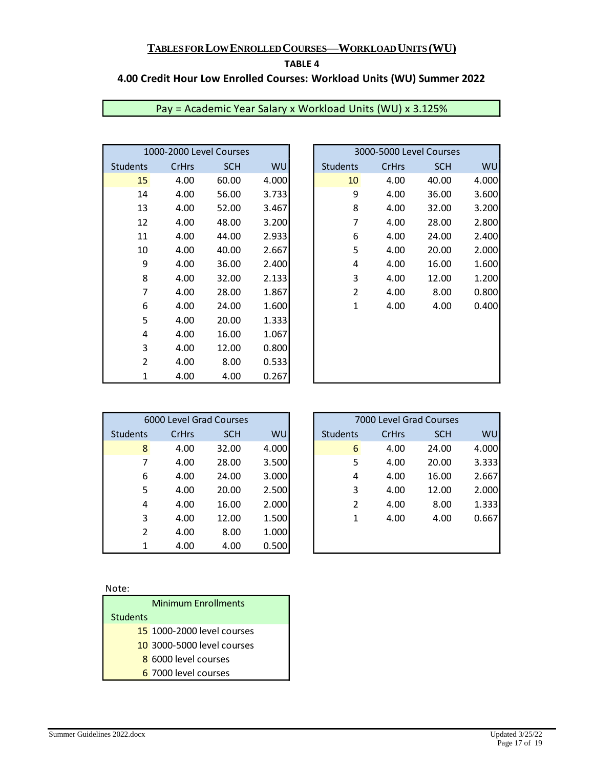## Tables for Low Enrolled Courses—Workload Units (WU)

### TABLE 4

### 4.00 Credit Hour Low Enrolled Courses: Workload Units (WU) Summer 2022

Pay = Academic Year Salary x Workload Units (WU) x 3.125%

| 1000-2000 Level Courses | | | |
|---|---|---|---|
| Students | CrHrs | SCH | WU |
| 15 | 4.00 | 60.00 | 4.000 |
| 14 | 4.00 | 56.00 | 3.733 |
| 13 | 4.00 | 52.00 | 3.467 |
| 12 | 4.00 | 48.00 | 3.200 |
| 11 | 4.00 | 44.00 | 2.933 |
| 10 | 4.00 | 40.00 | 2.667 |
| 9 | 4.00 | 36.00 | 2.400 |
| 8 | 4.00 | 32.00 | 2.133 |
| 7 | 4.00 | 28.00 | 1.867 |
| 6 | 4.00 | 24.00 | 1.600 |
| 5 | 4.00 | 20.00 | 1.333 |
| 4 | 4.00 | 16.00 | 1.067 |
| 3 | 4.00 | 12.00 | 0.800 |
| 2 | 4.00 | 8.00 | 0.533 |
| 1 | 4.00 | 4.00 | 0.267 |

| 3000-5000 Level Courses | | | |
|---|---|---|---|
| Students | CrHrs | SCH | WU |
| 10 | 4.00 | 40.00 | 4.000 |
| 9 | 4.00 | 36.00 | 3.600 |
| 8 | 4.00 | 32.00 | 3.200 |
| 7 | 4.00 | 28.00 | 2.800 |
| 6 | 4.00 | 24.00 | 2.400 |
| 5 | 4.00 | 20.00 | 2.000 |
| 4 | 4.00 | 16.00 | 1.600 |
| 3 | 4.00 | 12.00 | 1.200 |
| 2 | 4.00 | 8.00 | 0.800 |
| 1 | 4.00 | 4.00 | 0.400 |

| 6000 Level Grad Courses | | | |
|---|---|---|---|
| Students | CrHrs | SCH | WU |
| 8 | 4.00 | 32.00 | 4.000 |
| 7 | 4.00 | 28.00 | 3.500 |
| 6 | 4.00 | 24.00 | 3.000 |
| 5 | 4.00 | 20.00 | 2.500 |
| 4 | 4.00 | 16.00 | 2.000 |
| 3 | 4.00 | 12.00 | 1.500 |
| 2 | 4.00 | 8.00 | 1.000 |
| 1 | 4.00 | 4.00 | 0.500 |

| 7000 Level Grad Courses | | | |
|---|---|---|---|
| Students | CrHrs | SCH | WU |
| 6 | 4.00 | 24.00 | 4.000 |
| 5 | 4.00 | 20.00 | 3.333 |
| 4 | 4.00 | 16.00 | 2.667 |
| 3 | 4.00 | 12.00 | 2.000 |
| 2 | 4.00 | 8.00 | 1.333 |
| 1 | 4.00 | 4.00 | 0.667 |

Note:

| Minimum Enrollments | |
|---|---|
| Students | |
| 15 | 1000-2000 level courses |
| 10 | 3000-5000 level courses |
| 8 | 6000 level courses |
| 6 | 7000 level courses |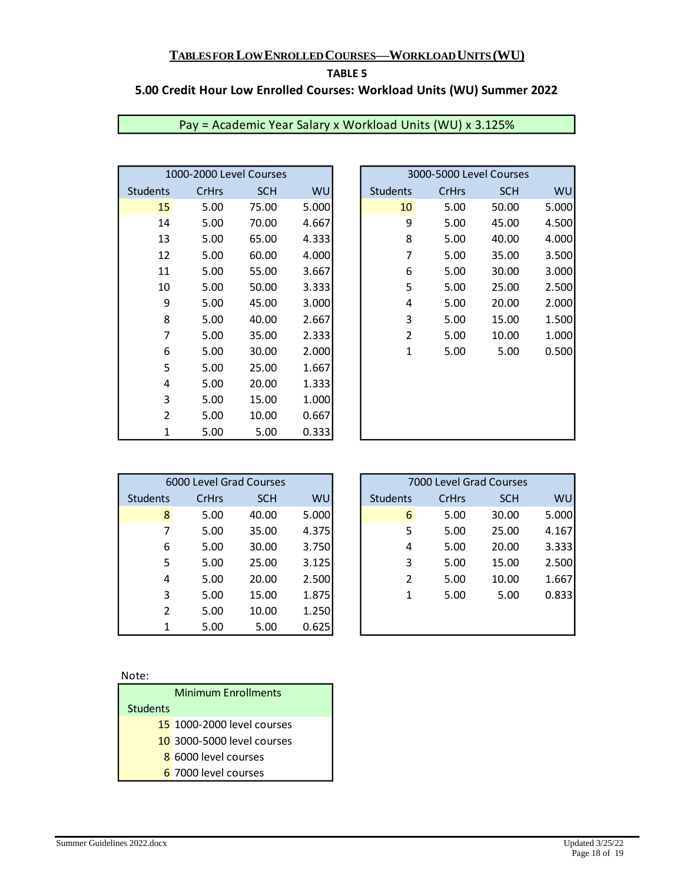## TABLES FOR LOW ENROLLED COURSES—WORKLOAD UNITS (WU)

### TABLE 5

### 5.00 Credit Hour Low Enrolled Courses: Workload Units (WU) Summer 2022

Pay = Academic Year Salary x Workload Units (WU) x 3.125%

| 1000-2000 Level Courses | | | |
|---|---|---|---|
| Students | CrHrs | SCH | WU |
| 15 | 5.00 | 75.00 | 5.000 |
| 14 | 5.00 | 70.00 | 4.667 |
| 13 | 5.00 | 65.00 | 4.333 |
| 12 | 5.00 | 60.00 | 4.000 |
| 11 | 5.00 | 55.00 | 3.667 |
| 10 | 5.00 | 50.00 | 3.333 |
| 9 | 5.00 | 45.00 | 3.000 |
| 8 | 5.00 | 40.00 | 2.667 |
| 7 | 5.00 | 35.00 | 2.333 |
| 6 | 5.00 | 30.00 | 2.000 |
| 5 | 5.00 | 25.00 | 1.667 |
| 4 | 5.00 | 20.00 | 1.333 |
| 3 | 5.00 | 15.00 | 1.000 |
| 2 | 5.00 | 10.00 | 0.667 |
| 1 | 5.00 | 5.00 | 0.333 |

| 3000-5000 Level Courses | | | |
|---|---|---|---|
| Students | CrHrs | SCH | WU |
| 10 | 5.00 | 50.00 | 5.000 |
| 9 | 5.00 | 45.00 | 4.500 |
| 8 | 5.00 | 40.00 | 4.000 |
| 7 | 5.00 | 35.00 | 3.500 |
| 6 | 5.00 | 30.00 | 3.000 |
| 5 | 5.00 | 25.00 | 2.500 |
| 4 | 5.00 | 20.00 | 2.000 |
| 3 | 5.00 | 15.00 | 1.500 |
| 2 | 5.00 | 10.00 | 1.000 |
| 1 | 5.00 | 5.00 | 0.500 |

| 6000 Level Grad Courses | | | |
|---|---|---|---|
| Students | CrHrs | SCH | WU |
| 8 | 5.00 | 40.00 | 5.000 |
| 7 | 5.00 | 35.00 | 4.375 |
| 6 | 5.00 | 30.00 | 3.750 |
| 5 | 5.00 | 25.00 | 3.125 |
| 4 | 5.00 | 20.00 | 2.500 |
| 3 | 5.00 | 15.00 | 1.875 |
| 2 | 5.00 | 10.00 | 1.250 |
| 1 | 5.00 | 5.00 | 0.625 |

| 7000 Level Grad Courses | | | |
|---|---|---|---|
| Students | CrHrs | SCH | WU |
| 6 | 5.00 | 30.00 | 5.000 |
| 5 | 5.00 | 25.00 | 4.167 |
| 4 | 5.00 | 20.00 | 3.333 |
| 3 | 5.00 | 15.00 | 2.500 |
| 2 | 5.00 | 10.00 | 1.667 |
| 1 | 5.00 | 5.00 | 0.833 |

Note:

| Minimum Enrollments | |
|---|---|
| Students | |
| 15 | 1000-2000 level courses |
| 10 | 3000-5000 level courses |
| 8 | 6000 level courses |
| 6 | 7000 level courses |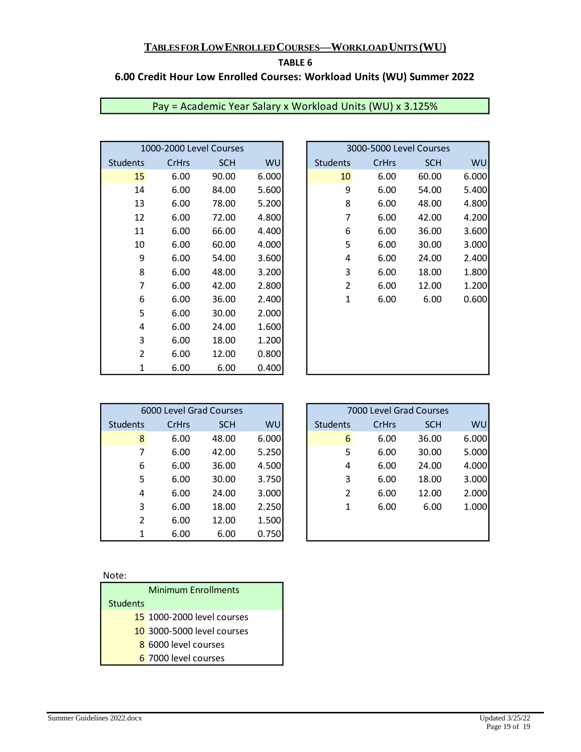## TABLES FOR LOW ENROLLED COURSES—WORKLOAD UNITS (WU)

### TABLE 6

### 6.00 Credit Hour Low Enrolled Courses: Workload Units (WU) Summer 2022

Pay = Academic Year Salary x Workload Units (WU) x 3.125%

| 1000-2000 Level Courses | | | |
|---|---|---|---|
| Students | CrHrs | SCH | WU |
| 15 | 6.00 | 90.00 | 6.000 |
| 14 | 6.00 | 84.00 | 5.600 |
| 13 | 6.00 | 78.00 | 5.200 |
| 12 | 6.00 | 72.00 | 4.800 |
| 11 | 6.00 | 66.00 | 4.400 |
| 10 | 6.00 | 60.00 | 4.000 |
| 9 | 6.00 | 54.00 | 3.600 |
| 8 | 6.00 | 48.00 | 3.200 |
| 7 | 6.00 | 42.00 | 2.800 |
| 6 | 6.00 | 36.00 | 2.400 |
| 5 | 6.00 | 30.00 | 2.000 |
| 4 | 6.00 | 24.00 | 1.600 |
| 3 | 6.00 | 18.00 | 1.200 |
| 2 | 6.00 | 12.00 | 0.800 |
| 1 | 6.00 | 6.00 | 0.400 |

| 3000-5000 Level Courses | | | |
|---|---|---|---|
| Students | CrHrs | SCH | WU |
| 10 | 6.00 | 60.00 | 6.000 |
| 9 | 6.00 | 54.00 | 5.400 |
| 8 | 6.00 | 48.00 | 4.800 |
| 7 | 6.00 | 42.00 | 4.200 |
| 6 | 6.00 | 36.00 | 3.600 |
| 5 | 6.00 | 30.00 | 3.000 |
| 4 | 6.00 | 24.00 | 2.400 |
| 3 | 6.00 | 18.00 | 1.800 |
| 2 | 6.00 | 12.00 | 1.200 |
| 1 | 6.00 | 6.00 | 0.600 |

| 6000 Level Grad Courses | | | |
|---|---|---|---|
| Students | CrHrs | SCH | WU |
| 8 | 6.00 | 48.00 | 6.000 |
| 7 | 6.00 | 42.00 | 5.250 |
| 6 | 6.00 | 36.00 | 4.500 |
| 5 | 6.00 | 30.00 | 3.750 |
| 4 | 6.00 | 24.00 | 3.000 |
| 3 | 6.00 | 18.00 | 2.250 |
| 2 | 6.00 | 12.00 | 1.500 |
| 1 | 6.00 | 6.00 | 0.750 |

| 7000 Level Grad Courses | | | |
|---|---|---|---|
| Students | CrHrs | SCH | WU |
| 6 | 6.00 | 36.00 | 6.000 |
| 5 | 6.00 | 30.00 | 5.000 |
| 4 | 6.00 | 24.00 | 4.000 |
| 3 | 6.00 | 18.00 | 3.000 |
| 2 | 6.00 | 12.00 | 2.000 |
| 1 | 6.00 | 6.00 | 1.000 |

Note:

| Minimum Enrollments | |
|---|---|
| Students | |
| 15 | 1000-2000 level courses |
| 10 | 3000-5000 level courses |
| 8 | 6000 level courses |
| 6 | 7000 level courses |